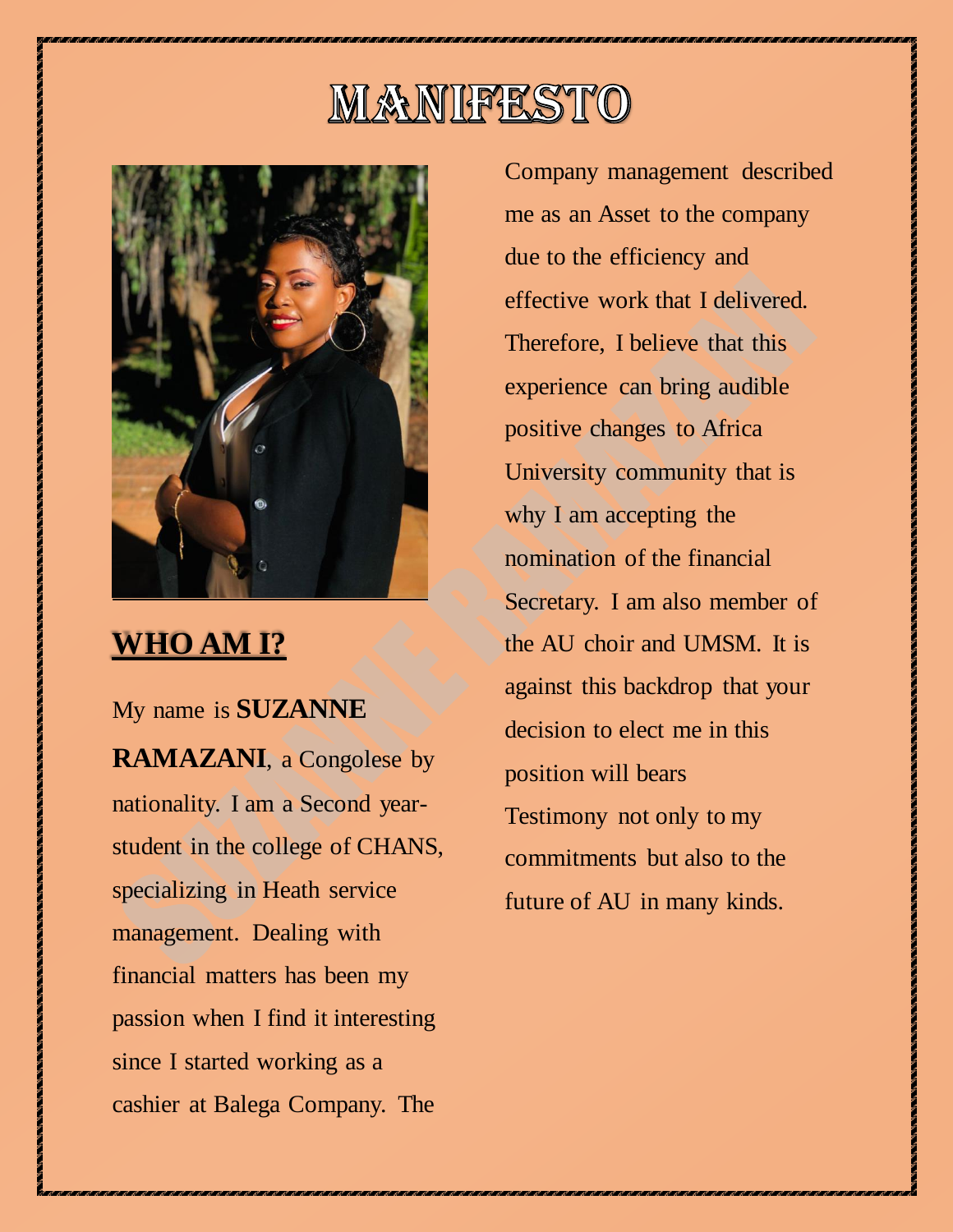# MANIFESTO

## WHO AM I?

My name is **SUZANNE RAMAZANI**, a Congolese by nationality. I am a Second year-student in the college of CHANS, specializing in Heath service management. Dealing with financial matters has been my passion when I find it interesting since I started working as a cashier at Balega Company. The Company management described me as an Asset to the company due to the efficiency and effective work that I delivered. Therefore, I believe that this experience can bring audible positive changes to Africa University community that is why I am accepting the nomination of the financial Secretary. I am also member of the AU choir and UMSM. It is against this backdrop that your decision to elect me in this position will bears Testimony not only to my commitments but also to the future of AU in many kinds.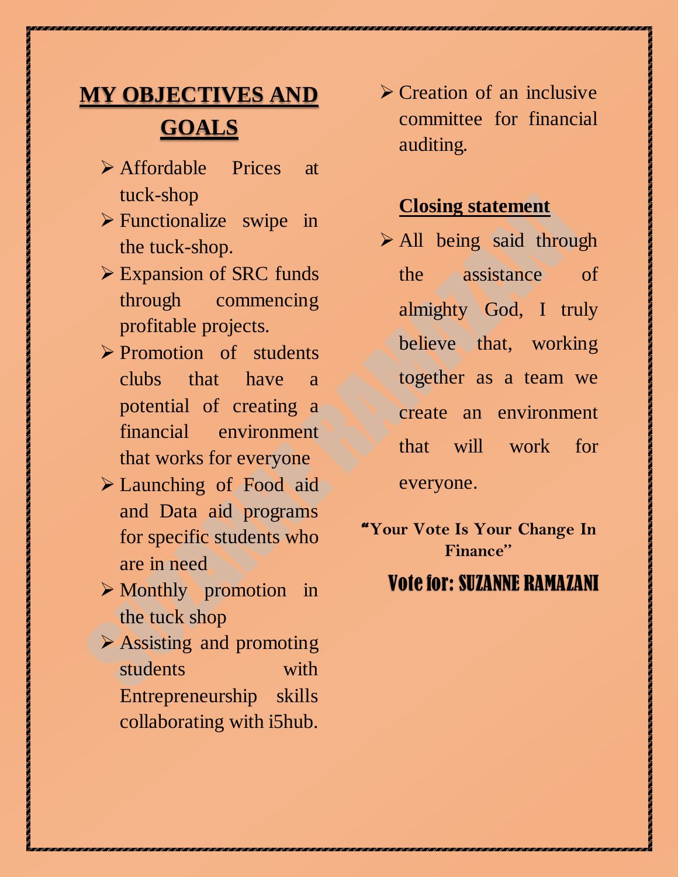## MY OBJECTIVES AND GOALS

- Affordable Prices at tuck-shop
- Functionalize swipe in the tuck-shop.
- Expansion of SRC funds through commencing profitable projects.
- Promotion of students clubs that have a potential of creating a financial environment that works for everyone
- Launching of Food aid and Data aid programs for specific students who are in need
- Monthly promotion in the tuck shop
- Assisting and promoting students with Entrepreneurship skills collaborating with i5hub.
- Creation of an inclusive committee for financial auditing.

### Closing statement

- All being said through the assistance of almighty God, I truly believe that, working together as a team we create an environment that will work for everyone.

**"Your Vote Is Your Change In Finance"**

**Vote for: SUZANNE RAMAZANI**